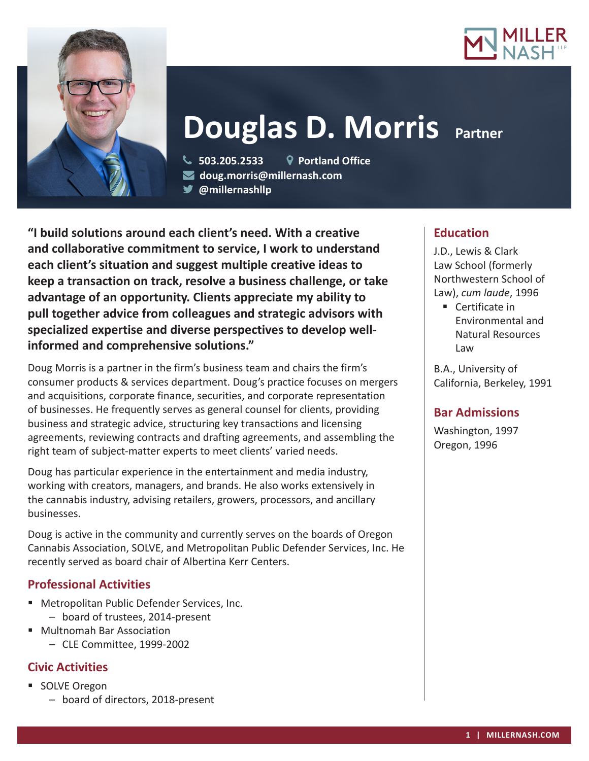# Douglas D. Morris Partner

503.205.2533 Portland Office
doug.morris@millernash.com
@millernashllp

**"I build solutions around each client's need. With a creative and collaborative commitment to service, I work to understand each client's situation and suggest multiple creative ideas to keep a transaction on track, resolve a business challenge, or take advantage of an opportunity. Clients appreciate my ability to pull together advice from colleagues and strategic advisors with specialized expertise and diverse perspectives to develop well-informed and comprehensive solutions."**

Doug Morris is a partner in the firm's business team and chairs the firm's consumer products & services department. Doug's practice focuses on mergers and acquisitions, corporate finance, securities, and corporate representation of businesses. He frequently serves as general counsel for clients, providing business and strategic advice, structuring key transactions and licensing agreements, reviewing contracts and drafting agreements, and assembling the right team of subject-matter experts to meet clients' varied needs.

Doug has particular experience in the entertainment and media industry, working with creators, managers, and brands. He also works extensively in the cannabis industry, advising retailers, growers, processors, and ancillary businesses.

Doug is active in the community and currently serves on the boards of Oregon Cannabis Association, SOLVE, and Metropolitan Public Defender Services, Inc. He recently served as board chair of Albertina Kerr Centers.

## Professional Activities

- Metropolitan Public Defender Services, Inc.
  - board of trustees, 2014-present
- Multnomah Bar Association
  - CLE Committee, 1999-2002

## Civic Activities

- SOLVE Oregon
  - board of directors, 2018-present

## Education

J.D., Lewis & Clark Law School (formerly Northwestern School of Law), *cum laude*, 1996

- Certificate in Environmental and Natural Resources Law

B.A., University of California, Berkeley, 1991

## Bar Admissions

Washington, 1997
Oregon, 1996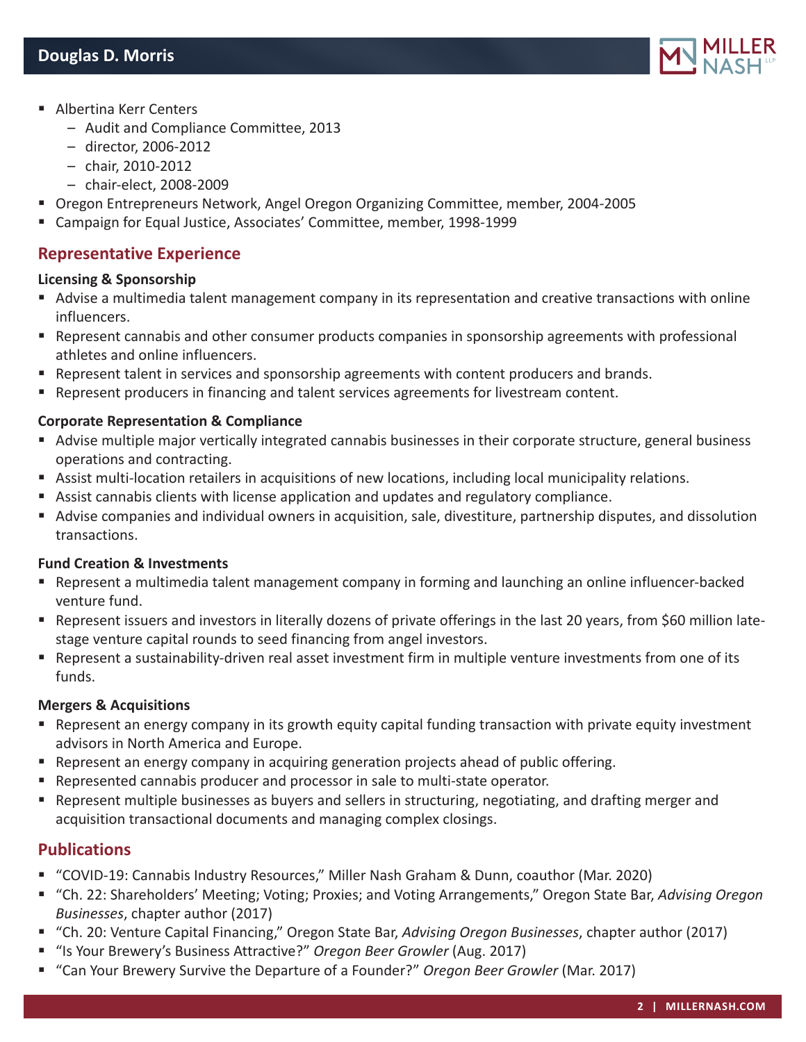- Albertina Kerr Centers
  - Audit and Compliance Committee, 2013
  - director, 2006-2012
  - chair, 2010-2012
  - chair-elect, 2008-2009
- Oregon Entrepreneurs Network, Angel Oregon Organizing Committee, member, 2004-2005
- Campaign for Equal Justice, Associates' Committee, member, 1998-1999

## Representative Experience

**Licensing & Sponsorship**

- Advise a multimedia talent management company in its representation and creative transactions with online influencers.
- Represent cannabis and other consumer products companies in sponsorship agreements with professional athletes and online influencers.
- Represent talent in services and sponsorship agreements with content producers and brands.
- Represent producers in financing and talent services agreements for livestream content.

**Corporate Representation & Compliance**

- Advise multiple major vertically integrated cannabis businesses in their corporate structure, general business operations and contracting.
- Assist multi-location retailers in acquisitions of new locations, including local municipality relations.
- Assist cannabis clients with license application and updates and regulatory compliance.
- Advise companies and individual owners in acquisition, sale, divestiture, partnership disputes, and dissolution transactions.

**Fund Creation & Investments**

- Represent a multimedia talent management company in forming and launching an online influencer-backed venture fund.
- Represent issuers and investors in literally dozens of private offerings in the last 20 years, from $60 million late-stage venture capital rounds to seed financing from angel investors.
- Represent a sustainability-driven real asset investment firm in multiple venture investments from one of its funds.

**Mergers & Acquisitions**

- Represent an energy company in its growth equity capital funding transaction with private equity investment advisors in North America and Europe.
- Represent an energy company in acquiring generation projects ahead of public offering.
- Represented cannabis producer and processor in sale to multi-state operator.
- Represent multiple businesses as buyers and sellers in structuring, negotiating, and drafting merger and acquisition transactional documents and managing complex closings.

## Publications

- "COVID-19: Cannabis Industry Resources," Miller Nash Graham & Dunn, coauthor (Mar. 2020)
- "Ch. 22: Shareholders' Meeting; Voting; Proxies; and Voting Arrangements," Oregon State Bar, *Advising Oregon Businesses*, chapter author (2017)
- "Ch. 20: Venture Capital Financing," Oregon State Bar, *Advising Oregon Businesses*, chapter author (2017)
- "Is Your Brewery's Business Attractive?" *Oregon Beer Growler* (Aug. 2017)
- "Can Your Brewery Survive the Departure of a Founder?" *Oregon Beer Growler* (Mar. 2017)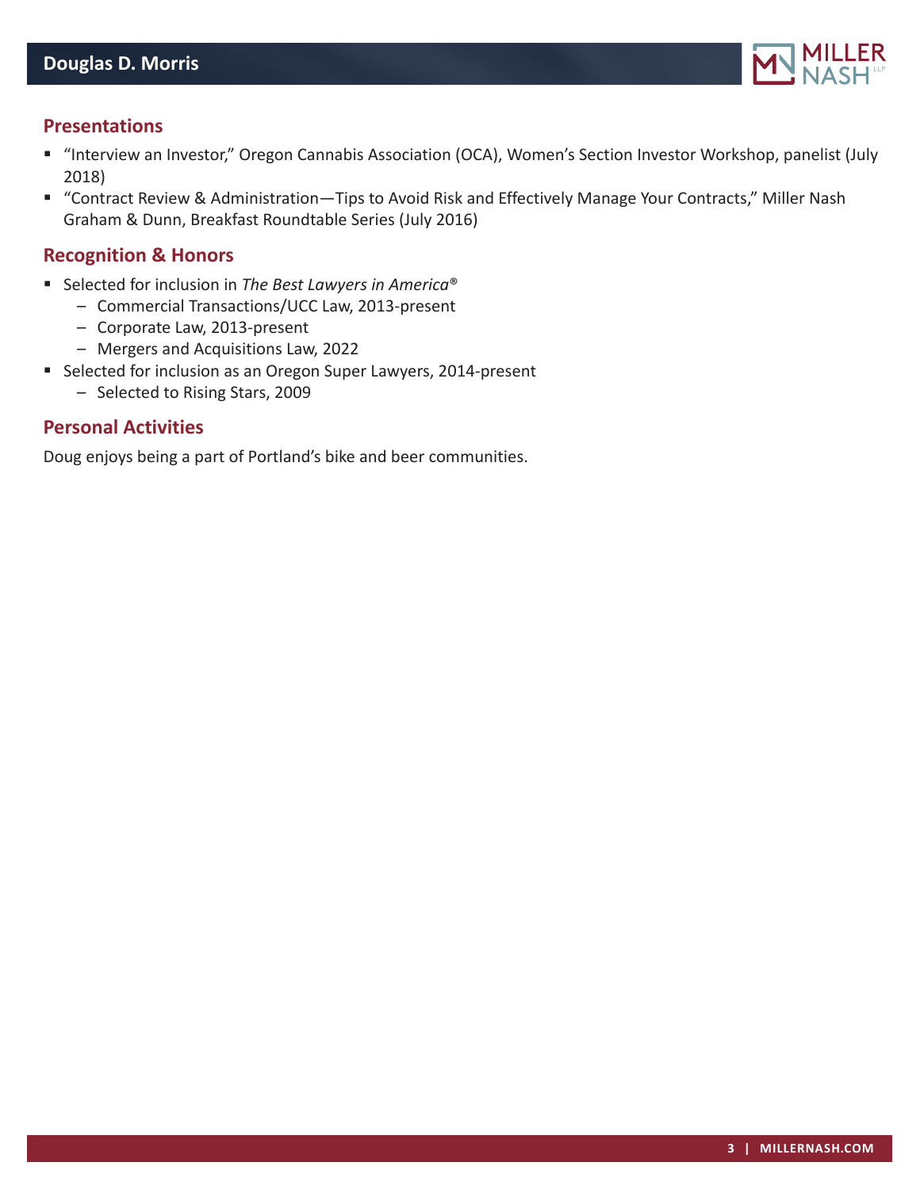## Presentations

- "Interview an Investor," Oregon Cannabis Association (OCA), Women's Section Investor Workshop, panelist (July 2018)
- "Contract Review & Administration—Tips to Avoid Risk and Effectively Manage Your Contracts," Miller Nash Graham & Dunn, Breakfast Roundtable Series (July 2016)

## Recognition & Honors

- Selected for inclusion in *The Best Lawyers in America®*
  - Commercial Transactions/UCC Law, 2013-present
  - Corporate Law, 2013-present
  - Mergers and Acquisitions Law, 2022
- Selected for inclusion as an Oregon Super Lawyers, 2014-present
  - Selected to Rising Stars, 2009

## Personal Activities

Doug enjoys being a part of Portland's bike and beer communities.